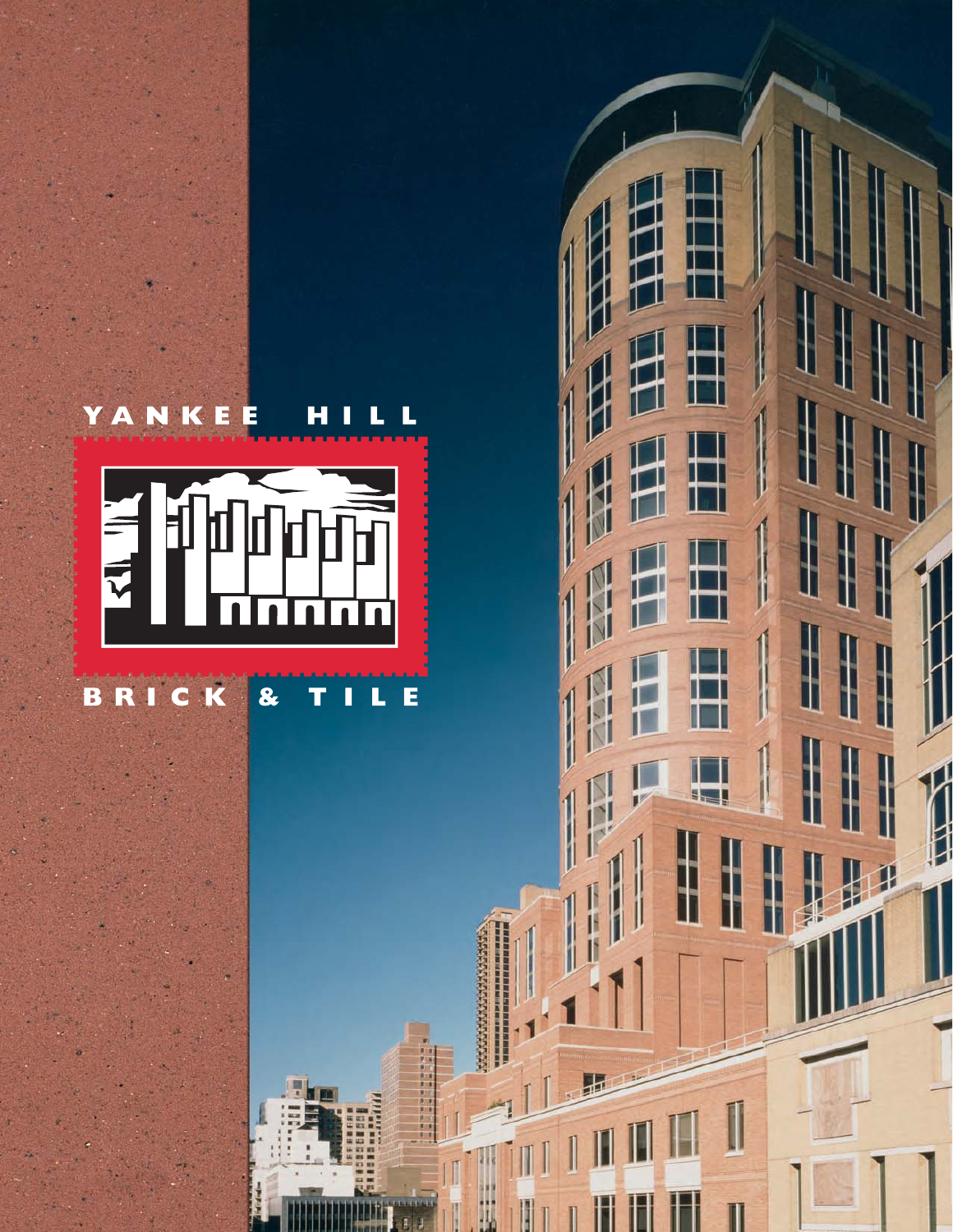YANKEE HILL

BRICK & TILE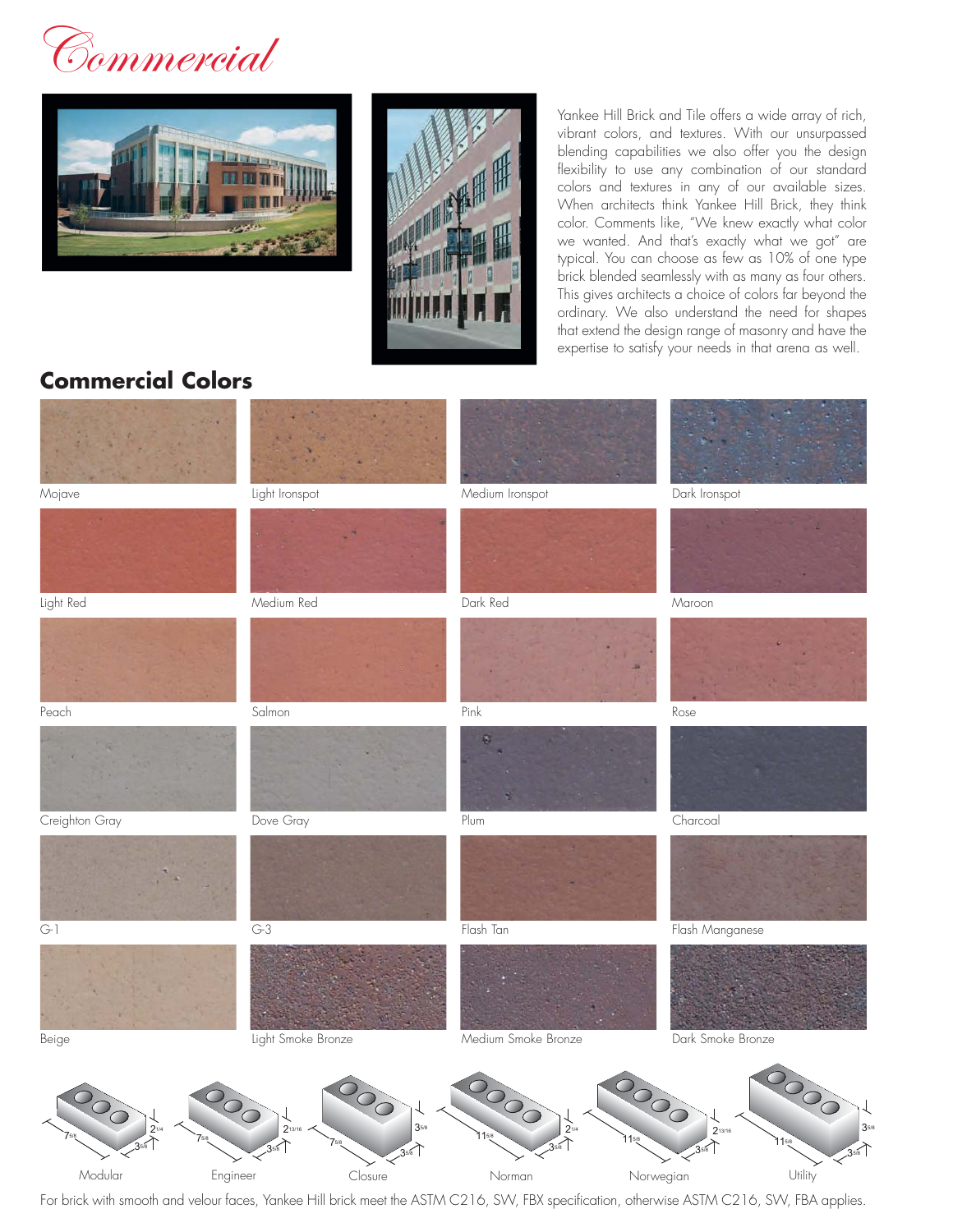# *Commercial*

Yankee Hill Brick and Tile offers a wide array of rich, vibrant colors, and textures. With our unsurpassed blending capabilities we also offer you the design flexibility to use any combination of our standard colors and textures in any of our available sizes. When architects think Yankee Hill Brick, they think color. Comments like, "We knew exactly what color we wanted. And that's exactly what we got" are typical. You can choose as few as 10% of one type brick blended seamlessly with as many as four others. This gives architects a choice of colors far beyond the ordinary. We also understand the need for shapes that extend the design range of masonry and have the expertise to satisfy your needs in that arena as well.

## Commercial Colors

| | | | |
|---|---|---|---|
| Mojave | Light Ironspot | Medium Ironspot | Dark Ironspot |
| Light Red | Medium Red | Dark Red | Maroon |
| Peach | Salmon | Pink | Rose |
| Creighton Gray | Dove Gray | Plum | Charcoal |
| G-1 | G-3 | Flash Tan | Flash Manganese |
| Beige | Light Smoke Bronze | Medium Smoke Bronze | Dark Smoke Bronze |

| Size | Length | Height | Depth |
|---|---|---|---|
| Modular | 7 5/8 | 2 1/4 | 3 5/8 |
| Engineer | 7 5/8 | 2 13/16 | 3 5/8 |
| Closure | 7 5/8 | 3 5/8 | 3 5/8 |
| Norman | 11 5/8 | 2 1/4 | 3 5/8 |
| Norwegian | 11 5/8 | 2 13/16 | 3 5/8 |
| Utility | 11 5/8 | 3 5/8 | 3 5/8 |

For brick with smooth and velour faces, Yankee Hill brick meet the ASTM C216, SW, FBX specification, otherwise ASTM C216, SW, FBA applies.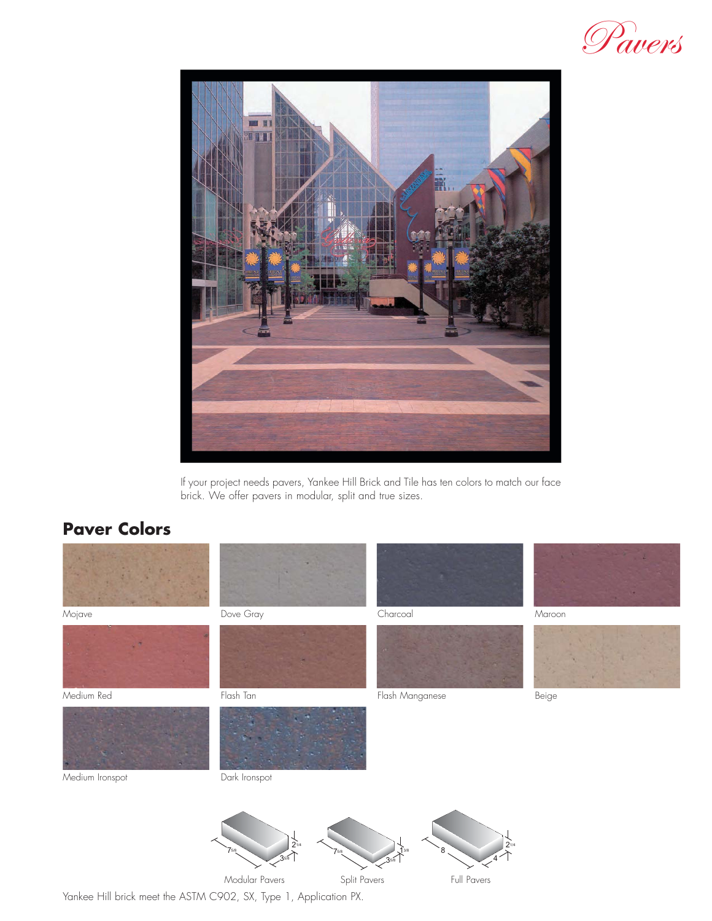# Pavers

If your project needs pavers, Yankee Hill Brick and Tile has ten colors to match our face brick. We offer pavers in modular, split and true sizes.

## Paver Colors

Mojave

Dove Gray

Charcoal

Maroon

Medium Red

Flash Tan

Flash Manganese

Beige

Medium Ironspot

Dark Ironspot

Modular Pavers: 7 5/8 × 3 5/8 × 2 1/4

Split Pavers: 7 5/8 × 3 5/8 × 1 3/8

Full Pavers: 8 × 4 × 2 1/4

Yankee Hill brick meet the ASTM C902, SX, Type 1, Application PX.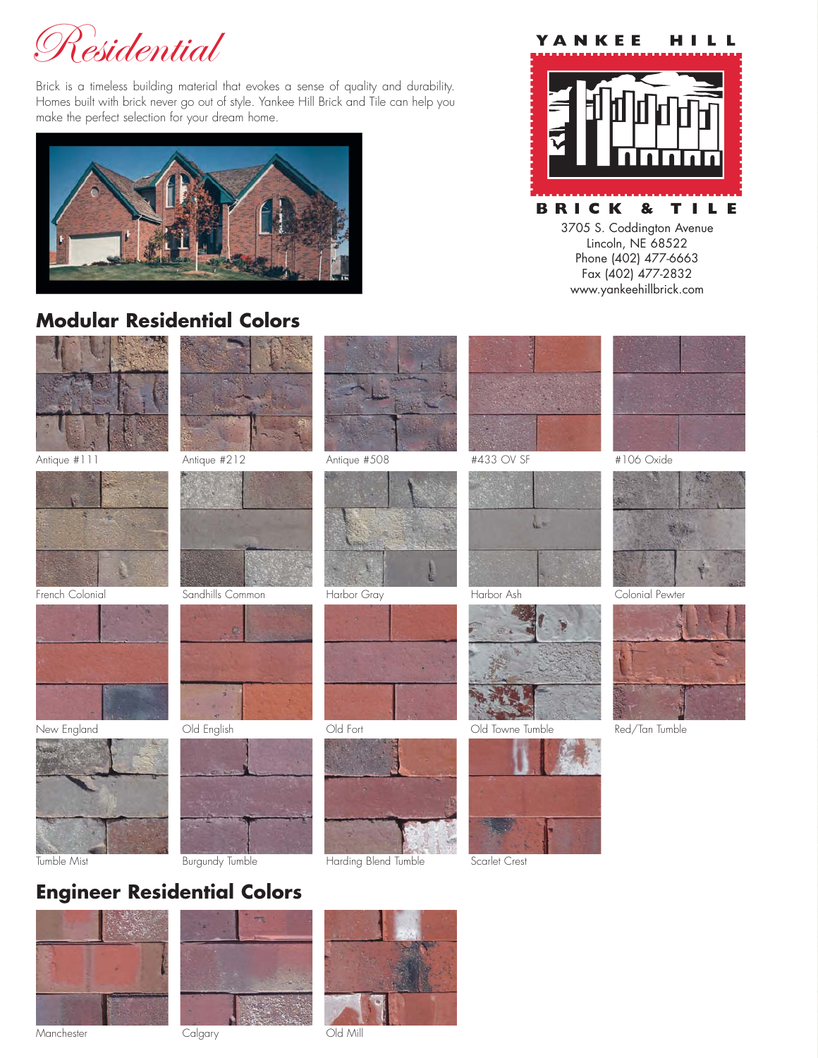# Residential

Brick is a timeless building material that evokes a sense of quality and durability. Homes built with brick never go out of style. Yankee Hill Brick and Tile can help you make the perfect selection for your dream home.

YANKEE HILL

BRICK & TILE

3705 S. Coddington Avenue
Lincoln, NE 68522
Phone (402) 477-6663
Fax (402) 477-2832
www.yankeehillbrick.com

## Modular Residential Colors

Antique #111

Antique #212

Antique #508

#433 OV SF

#106 Oxide

French Colonial

Sandhills Common

Harbor Gray

Harbor Ash

Colonial Pewter

New England

Old English

Old Fort

Old Towne Tumble

Red/Tan Tumble

Tumble Mist

Burgundy Tumble

Harding Blend Tumble

Scarlet Crest

## Engineer Residential Colors

Manchester

Calgary

Old Mill